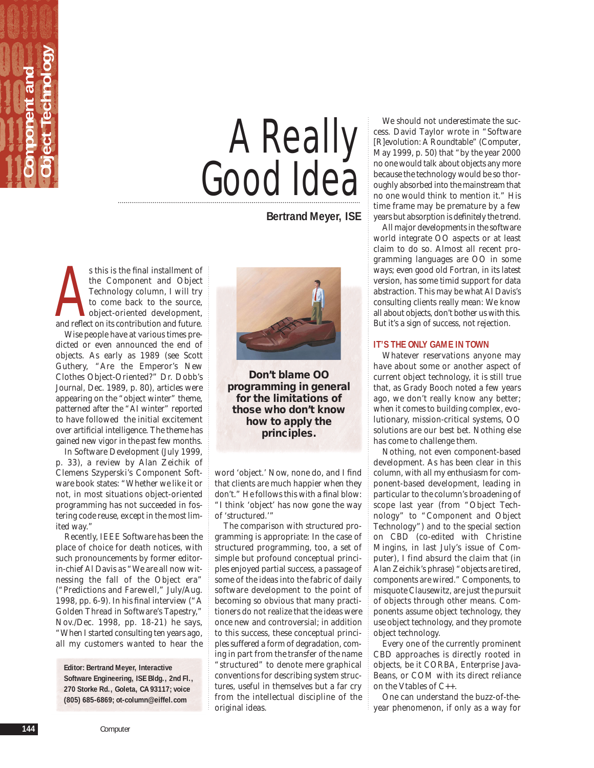# A Really Good Idea

**Bertrand Meyer, ISE**

As this is the final installment of the Component and Object Technology column, I will try to come back to the source, object-oriented development, and reflect on its contribution and future.

Wise people have at various times predicted or even announced the end of objects. As early as 1989 (see Scott Guthery, "Are the Emperor's New Clothes Object-Oriented?" Dr. Dobb's Journal, Dec. 1989, p. 80), articles were appearing on the "object winter" theme, patterned after the "AI winter" reported to have followed the initial excitement over artificial intelligence. The theme has gained new vigor in the past few months.

In Software Development (July 1999, p. 33), a review by Alan Zeichik of Clemens Szyperski's Component Software book states: "Whether we like it or not, in most situations object-oriented programming has not succeeded in fostering code reuse, except in the most limited way."

Recently, IEEE Software has been the place of choice for death notices, with such pronouncements by former editor-in-chief Al Davis as "We are all now witnessing the fall of the Object era" ("Predictions and Farewell," July/Aug. 1998, pp. 6-9). In his final interview ("A Golden Thread in Software's Tapestry," Nov./Dec. 1998, pp. 18-21) he says, "When I started consulting ten years ago, all my customers wanted to hear the word 'object.' Now, none do, and I find that clients are much happier when they don't." He follows this with a final blow: "I think 'object' has now gone the way of 'structured.'"

**Don't blame OO programming in general for the limitations of those who don't know how to apply the principles.**

The comparison with structured programming is appropriate: In the case of structured programming, too, a set of simple but profound conceptual principles enjoyed partial success, a passage of some of the ideas into the fabric of daily software development to the point of becoming so obvious that many practitioners do not realize that the ideas were once new and controversial; in addition to this success, these conceptual principles suffered a form of degradation, coming in part from the transfer of the name "structured" to denote mere graphical conventions for describing system structures, useful in themselves but a far cry from the intellectual discipline of the original ideas.

We should not underestimate the success. David Taylor wrote in "Software [R]evolution: A Roundtable" (Computer, May 1999, p. 50) that "by the year 2000 no one would talk about objects any more because the technology would be so thoroughly absorbed into the mainstream that no one would think to mention it." His time frame may be premature by a few years but absorption is definitely the trend.

All major developments in the software world integrate OO aspects or at least claim to do so. Almost all recent programming languages are OO in some ways; even good old Fortran, in its latest version, has some timid support for data abstraction. This may be what Al Davis's consulting clients really mean: We know all about objects, don't bother us with this. But it's a sign of success, not rejection.

## IT'S THE ONLY GAME IN TOWN

Whatever reservations anyone may have about some or another aspect of current object technology, it is still true that, as Grady Booch noted a few years ago, we don't really know any better; when it comes to building complex, evolutionary, mission-critical systems, OO solutions are our best bet. Nothing else has come to challenge them.

Nothing, not even component-based development. As has been clear in this column, with all my enthusiasm for component-based development, leading in particular to the column's broadening of scope last year (from "Object Technology" to "Component and Object Technology") and to the special section on CBD (co-edited with Christine Mingins, in last July's issue of Computer), I find absurd the claim that (in Alan Zeichik's phrase) "objects are tired, components are wired." Components, to misquote Clausewitz, are just the pursuit of objects through other means. Components assume object technology, they use object technology, and they promote object technology.

Every one of the currently prominent CBD approaches is directly rooted in objects, be it CORBA, Enterprise JavaBeans, or COM with its direct reliance on the Vtables of C++.

One can understand the buzz-of-the-year phenomenon, if only as a way for

---

**Editor: Bertrand Meyer, Interactive Software Engineering, ISE Bldg., 2nd Fl., 270 Storke Rd., Goleta, CA 93117; voice (805) 685-6869; ot-column@eiffel.com**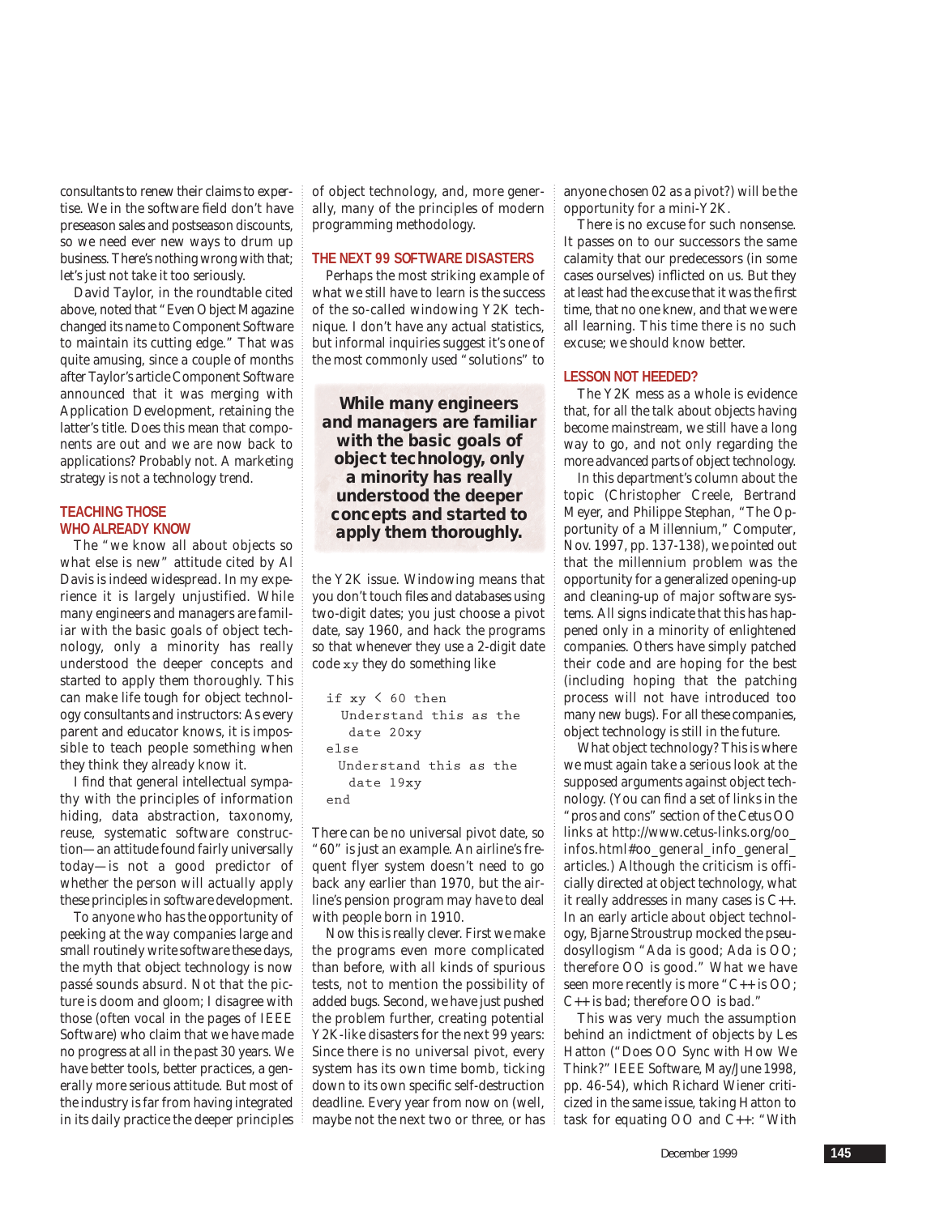consultants to renew their claims to expertise. We in the software field don't have preseason sales and postseason discounts, so we need ever new ways to drum up business. There's nothing wrong with that; let's just not take it too seriously.

David Taylor, in the roundtable cited above, noted that "Even Object Magazine changed its name to Component Software to maintain its cutting edge." That was quite amusing, since a couple of months after Taylor's article Component Software announced that it was merging with Application Development, retaining the latter's title. Does this mean that components are out and we are now back to applications? Probably not. A marketing strategy is not a technology trend.

### TEACHING THOSE WHO ALREADY KNOW

The "we know all about objects so what else is new" attitude cited by Al Davis is indeed widespread. In my experience it is largely unjustified. While many engineers and managers are familiar with the basic goals of object technology, only a minority has really understood the deeper concepts and started to apply them thoroughly. This can make life tough for object technology consultants and instructors: As every parent and educator knows, it is impossible to teach people something when they think they already know it.

I find that general intellectual sympathy with the principles of information hiding, data abstraction, taxonomy, reuse, systematic software construction—an attitude found fairly universally today—is not a good predictor of whether the person will actually apply these principles in software development.

To anyone who has the opportunity of peeking at the way companies large and small routinely write software these days, the myth that object technology is now passé sounds absurd. Not that the picture is doom and gloom; I disagree with those (often vocal in the pages of IEEE Software) who claim that we have made no progress at all in the past 30 years. We have better tools, better practices, a generally more serious attitude. But most of the industry is far from having integrated in its daily practice the deeper principles of object technology, and, more generally, many of the principles of modern programming methodology.

### THE NEXT 99 SOFTWARE DISASTERS

Perhaps the most striking example of what we still have to learn is the success of the so-called windowing Y2K technique. I don't have any actual statistics, but informal inquiries suggest it's one of the most commonly used "solutions" to the Y2K issue. Windowing means that you don't touch files and databases using two-digit dates; you just choose a pivot date, say 1960, and hack the programs so that whenever they use a 2-digit date code xy they do something like

```
if xy < 60 then
  Understand this as the
   date 20xy
else
  Understand this as the
   date 19xy
end
```

There can be no universal pivot date, so "60" is just an example. An airline's frequent flyer system doesn't need to go back any earlier than 1970, but the airline's pension program may have to deal with people born in 1910.

Now this is really clever. First we make the programs even more complicated than before, with all kinds of spurious tests, not to mention the possibility of added bugs. Second, we have just pushed the problem further, creating potential Y2K-like disasters for the next 99 years: Since there is no universal pivot, every system has its own time bomb, ticking down to its own specific self-destruction deadline. Every year from now on (well, maybe not the next two or three, or has anyone chosen 02 as a pivot?) will be the opportunity for a mini-Y2K.

There is no excuse for such nonsense. It passes on to our successors the same calamity that our predecessors (in some cases ourselves) inflicted on us. But they at least had the excuse that it was the first time, that no one knew, and that we were all learning. This time there is no such excuse; we should know better.

> **While many engineers and managers are familiar with the basic goals of object technology, only a minority has really understood the deeper concepts and started to apply them thoroughly.**

### LESSON NOT HEEDED?

The Y2K mess as a whole is evidence that, for all the talk about objects having become mainstream, we still have a long way to go, and not only regarding the more advanced parts of object technology.

In this department's column about the topic (Christopher Creele, Bertrand Meyer, and Philippe Stephan, "The Opportunity of a Millennium," Computer, Nov. 1997, pp. 137-138), we pointed out that the millennium problem was the opportunity for a generalized opening-up and cleaning-up of major software systems. All signs indicate that this has happened only in a minority of enlightened companies. Others have simply patched their code and are hoping for the best (including hoping that the patching process will not have introduced too many new bugs). For all these companies, object technology is still in the future.

What object technology? This is where we must again take a serious look at the supposed arguments against object technology. (You can find a set of links in the "pros and cons" section of the Cetus OO links at http://www.cetus-links.org/oo_infos.html#oo_general_info_general_articles.) Although the criticism is officially directed at object technology, what it really addresses in many cases is C++. In an early article about object technology, Bjarne Stroustrup mocked the pseudosyllogism "Ada is good; Ada is OO; therefore OO is good." What we have seen more recently is more "C++ is OO; C++ is bad; therefore OO is bad."

This was very much the assumption behind an indictment of objects by Les Hatton ("Does OO Sync with How We Think?" IEEE Software, May/June 1998, pp. 46-54), which Richard Wiener criticized in the same issue, taking Hatton to task for equating OO and C++: "With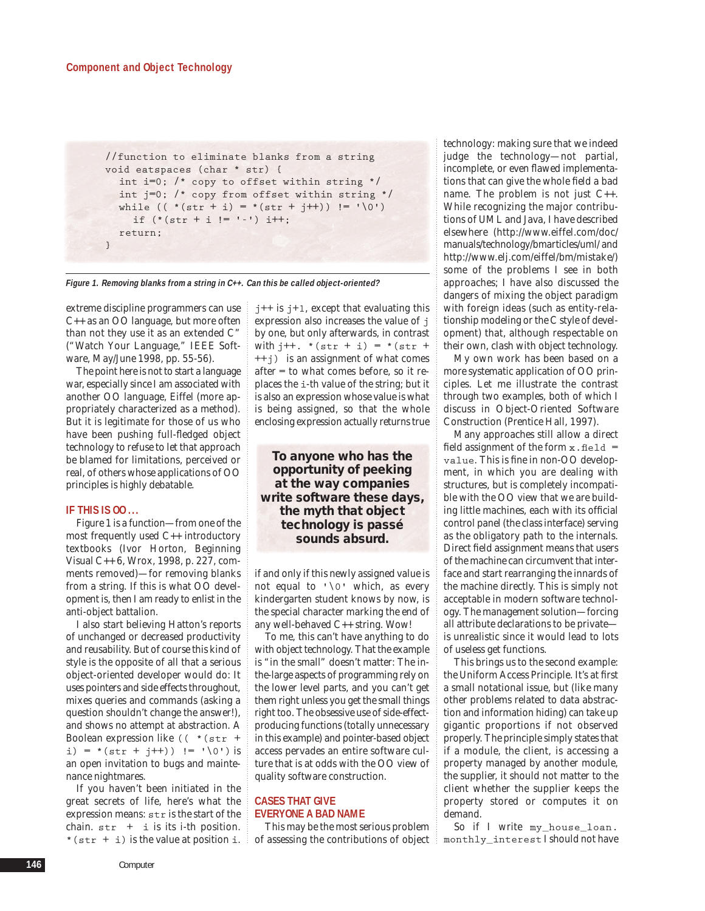```
//function to eliminate blanks from a string
void eatspaces (char * str) {
   int i=0; /* copy to offset within string */
   int j=0; /* copy from offset within string */
   while (( *(str + i) = *(str + j++)) != '\0')
      if (*(str + i != '-') i++;
   return;
}
```

*Figure 1. Removing blanks from a string in C++. Can this be called object-oriented?*

extreme discipline programmers can use C++ as an OO language, but more often than not they use it as an extended C" ("Watch Your Language," IEEE Software, May/June 1998, pp. 55-56).

The point here is not to start a language war, especially since I am associated with another OO language, Eiffel (more appropriately characterized as a method). But it is legitimate for those of us who have been pushing full-fledged object technology to refuse to let that approach be blamed for limitations, perceived or real, of others whose applications of OO principles is highly debatable.

## IF THIS IS OO ...

Figure 1 is a function—from one of the most frequently used C++ introductory textbooks (Ivor Horton, Beginning Visual C++ 6, Wrox, 1998, p. 227, comments removed)—for removing blanks from a string. If this is what OO development is, then I am ready to enlist in the anti-object battalion.

I also start believing Hatton's reports of unchanged or decreased productivity and reusability. But of course this kind of style is the opposite of all that a serious object-oriented developer would do: It uses pointers and side effects throughout, mixes queries and commands (asking a question shouldn't change the answer!), and shows no attempt at abstraction. A Boolean expression like `(( *(str + i) = *(str + j++)) != '\0')` is an open invitation to bugs and maintenance nightmares.

If you haven't been initiated in the great secrets of life, here's what the expression means: `str` is the start of the chain. `str + i` is its i-th position. `*(str + i)` is the value at position `i`. `j++` is `j+1`, except that evaluating this expression also increases the value of `j` by one, but only afterwards, in contrast with `j++`. `*(str + i) = *(str + ++j)` is an assignment of what comes after = to what comes before, so it replaces the `i`-th value of the string; but it is also an expression whose value is what is being assigned, so that the whole enclosing expression actually returns true if and only if this newly assigned value is not equal to `'\0'` which, as every kindergarten student knows by now, is the special character marking the end of any well-behaved C++ string. Wow!

**To anyone who has the opportunity of peeking at the way companies write software these days, the myth that object technology is passé sounds absurd.**

To me, this can't have anything to do with object technology. That the example is "in the small" doesn't matter: The in-the-large aspects of programming rely on the lower level parts, and you can't get them right unless you get the small things right too. The obsessive use of side-effect-producing functions (totally unnecessary in this example) and pointer-based object access pervades an entire software culture that is at odds with the OO view of quality software construction.

## CASES THAT GIVE EVERYONE A BAD NAME

This may be the most serious problem of assessing the contributions of object technology: making sure that we indeed judge the technology—not partial, incomplete, or even flawed implementations that can give the whole field a bad name. The problem is not just C++. While recognizing the major contributions of UML and Java, I have described elsewhere (http://www.eiffel.com/doc/manuals/technology/bmarticles/uml/ and http://www.elj.com/eiffel/bm/mistake/) some of the problems I see in both approaches; I have also discussed the dangers of mixing the object paradigm with foreign ideas (such as entity-relationship modeling or the C style of development) that, although respectable on their own, clash with object technology.

My own work has been based on a more systematic application of OO principles. Let me illustrate the contrast through two examples, both of which I discuss in Object-Oriented Software Construction (Prentice Hall, 1997).

Many approaches still allow a direct field assignment of the form `x.field = value`. This is fine in non-OO development, in which you are dealing with structures, but is completely incompatible with the OO view that we are building little machines, each with its official control panel (the class interface) serving as the obligatory path to the internals. Direct field assignment means that users of the machine can circumvent that interface and start rearranging the innards of the machine directly. This is simply not acceptable in modern software technology. The management solution—forcing all attribute declarations to be private—is unrealistic since it would lead to lots of useless get functions.

This brings us to the second example: the Uniform Access Principle. It's at first a small notational issue, but (like many other problems related to data abstraction and information hiding) can take up gigantic proportions if not observed properly. The principle simply states that if a module, the client, is accessing a property managed by another module, the supplier, it should not matter to the client whether the supplier keeps the property stored or computes it on demand.

So if I write `my_house_loan.monthly_interest` I should not have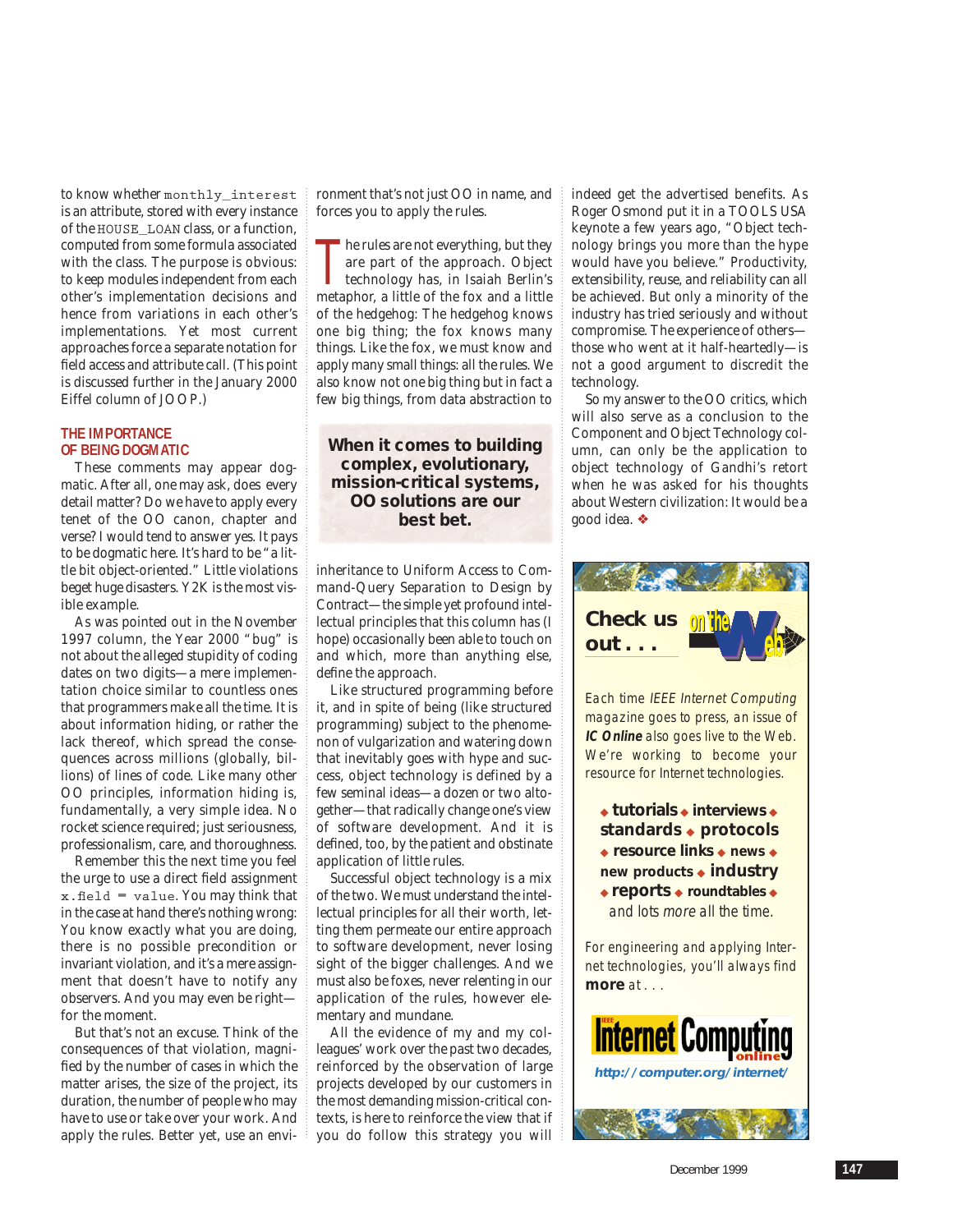to know whether `monthly_interest` is an attribute, stored with every instance of the `HOUSE_LOAN` class, or a function, computed from some formula associated with the class. The purpose is obvious: to keep modules independent from each other's implementation decisions and hence from variations in each other's implementations. Yet most current approaches force a separate notation for field access and attribute call. (This point is discussed further in the January 2000 Eiffel column of JOOP.)

## THE IMPORTANCE OF BEING DOGMATIC

These comments may appear dogmatic. After all, one may ask, does every detail matter? Do we have to apply every tenet of the OO canon, chapter and verse? I would tend to answer yes. It pays to be dogmatic here. It's hard to be "a little bit object-oriented." Little violations beget huge disasters. Y2K is the most visible example.

As was pointed out in the November 1997 column, the Year 2000 "bug" is not about the alleged stupidity of coding dates on two digits—a mere implementation choice similar to countless ones that programmers make all the time. It is about information hiding, or rather the lack thereof, which spread the consequences across millions (globally, billions) of lines of code. Like many other OO principles, information hiding is, fundamentally, a very simple idea. No rocket science required; just seriousness, professionalism, care, and thoroughness.

Remember this the next time you feel the urge to use a direct field assignment `x.field = value`. You may think that in the case at hand there's nothing wrong: You know exactly what you are doing, there is no possible precondition or invariant violation, and it's a mere assignment that doesn't have to notify any observers. And you may even be right—for the moment.

But that's not an excuse. Think of the consequences of that violation, magnified by the number of cases in which the matter arises, the size of the project, its duration, the number of people who may have to use or take over your work. And apply the rules. Better yet, use an environment that's not just OO in name, and forces you to apply the rules.

The rules are not everything, but they are part of the approach. Object technology has, in Isaiah Berlin's metaphor, a little of the fox and a little of the hedgehog: The hedgehog knows one big thing; the fox knows many things. Like the fox, we must know and apply many small things: all the rules. We also know not one big thing but in fact a few big things, from data abstraction to inheritance to Uniform Access to Command-Query Separation to Design by Contract—the simple yet profound intellectual principles that this column has (I hope) occasionally been able to touch on and which, more than anything else, define the approach.

**When it comes to building complex, evolutionary, mission-critical systems, OO solutions are our best bet.**

Like structured programming before it, and in spite of being (like structured programming) subject to the phenomenon of vulgarization and watering down that inevitably goes with hype and success, object technology is defined by a few seminal ideas—a dozen or two altogether—that radically change one's view of software development. And it is defined, too, by the patient and obstinate application of little rules.

Successful object technology is a mix of the two. We must understand the intellectual principles for all their worth, letting them permeate our entire approach to software development, never losing sight of the bigger challenges. And we must also be foxes, never relenting in our application of the rules, however elementary and mundane.

All the evidence of my and my colleagues' work over the past two decades, reinforced by the observation of large projects developed by our customers in the most demanding mission-critical contexts, is here to reinforce the view that if you do follow this strategy you will indeed get the advertised benefits. As Roger Osmond put it in a TOOLS USA keynote a few years ago, "Object technology brings you more than the hype would have you believe." Productivity, extensibility, reuse, and reliability can all be achieved. But only a minority of the industry has tried seriously and without compromise. The experience of others—those who went at it half-heartedly—is not a good argument to discredit the technology.

So my answer to the OO critics, which will also serve as a conclusion to the Component and Object Technology column, can only be the application to object technology of Gandhi's retort when he was asked for his thoughts about Western civilization: It would be a good idea. ❖

---

**Check us out . . . on the Web**

Each time *IEEE Internet Computing* magazine goes to press, an issue of ***IC Online*** also goes live to the Web. We're working to become your resource for Internet technologies.

◆ **tutorials** ◆ **interviews** ◆ **standards** ◆ **protocols** ◆ **resource links** ◆ **news** ◆ **new products** ◆ **industry** ◆ **reports** ◆ **roundtables** ◆ and lots *more* all the time.

For engineering and applying Internet technologies, you'll always find **more** at . . .

**IEEE Internet Computing online**

**http://computer.org/internet/**